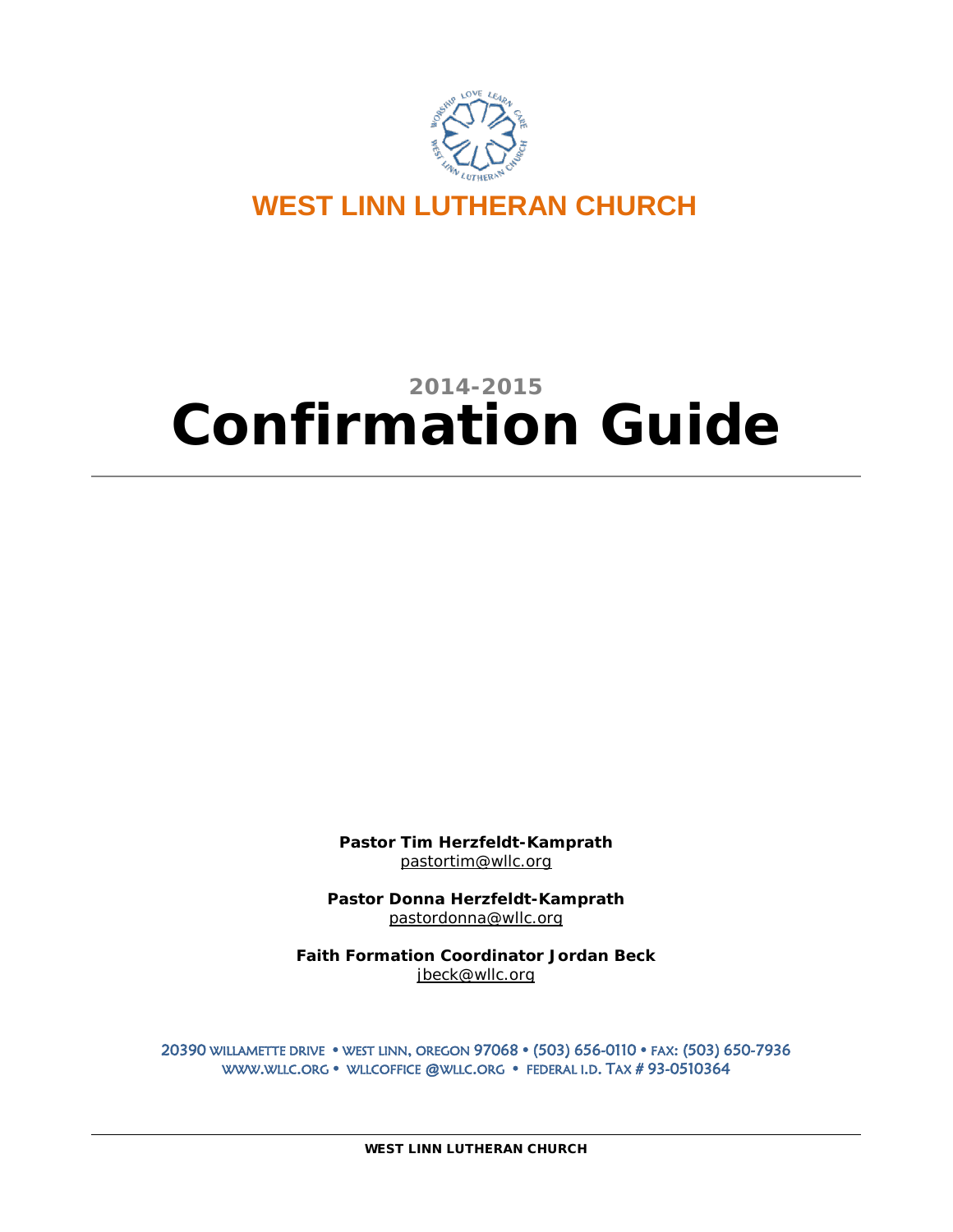# WEST LINN LUTHERAN CHURCH

2014-2015

# Confirmation Guide

---

**Pastor Tim Herzfeldt-Kamprath**
pastortim@wllc.org

**Pastor Donna Herzfeldt-Kamprath**
pastordonna@wllc.org

**Faith Formation Coordinator Jordan Beck**
jbeck@wllc.org

20390 WILLAMETTE DRIVE • WEST LINN, OREGON 97068 • (503) 656-0110 • FAX: (503) 650-7936
WWW.WLLC.ORG • WLLCOFFICE @WLLC.ORG • FEDERAL I.D. TAX # 93-0510364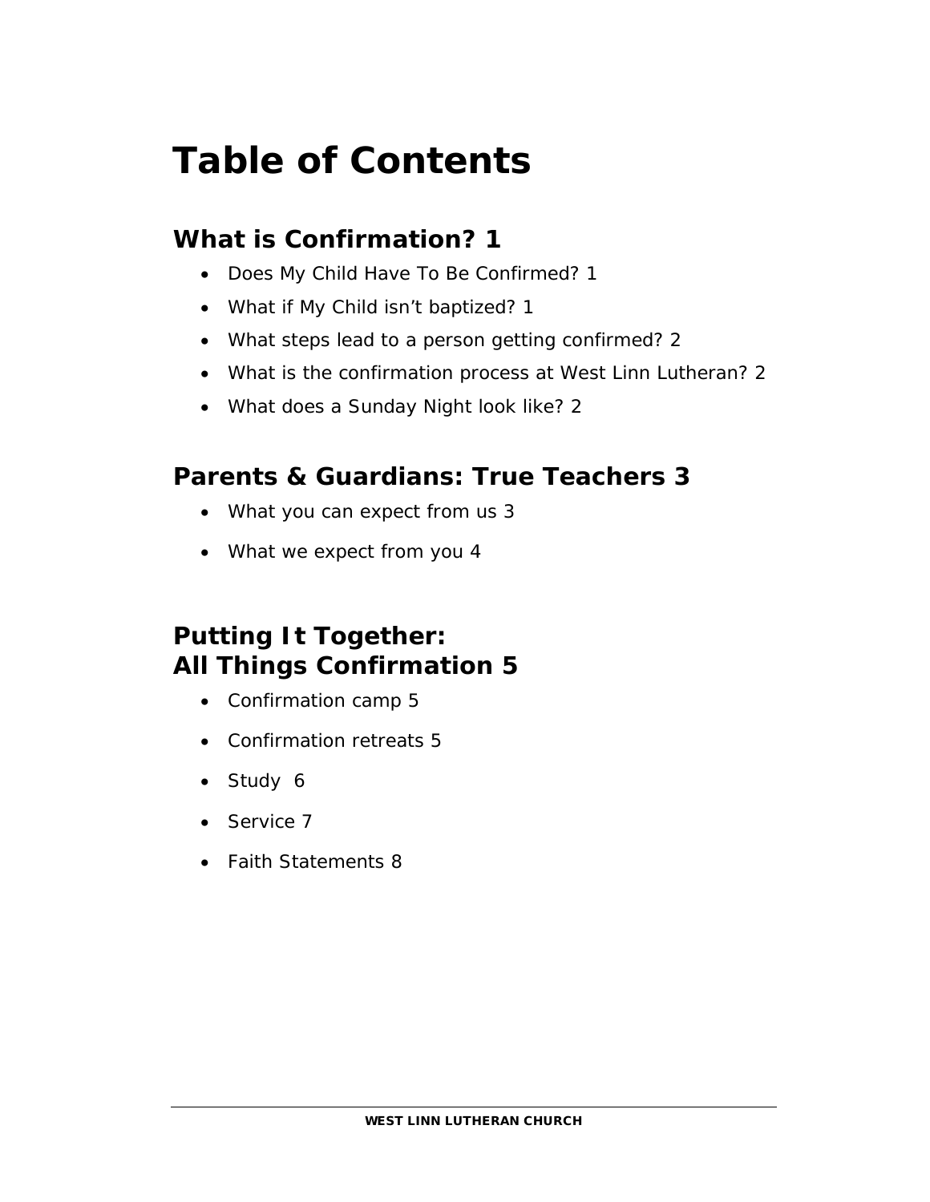# Table of Contents

## What is Confirmation? 1

- Does My Child Have To Be Confirmed? 1
- What if My Child isn't baptized? 1
- What steps lead to a person getting confirmed? 2
- What is the confirmation process at West Linn Lutheran? 2
- What does a Sunday Night look like? 2

## Parents & Guardians: True Teachers 3

- What you can expect from us 3
- What we expect from you 4

## Putting It Together: All Things Confirmation 5

- Confirmation camp 5
- Confirmation retreats 5
- Study 6
- Service 7
- Faith Statements 8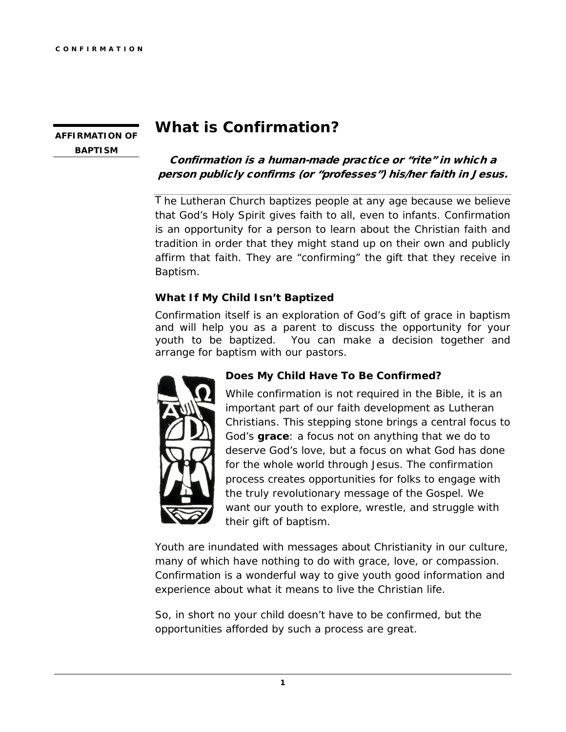**AFFIRMATION OF BAPTISM**

# What is Confirmation?

***Confirmation is a human-made practice or "rite" in which a person publicly confirms (or "professes") his/her faith in Jesus.***

The Lutheran Church baptizes people at any age because we believe that God's Holy Spirit gives faith to all, even to infants. Confirmation is an opportunity for a person to learn about the Christian faith and tradition in order that they might stand up on their own and publicly affirm that faith. They are "confirming" the gift that they receive in Baptism.

### What If My Child Isn't Baptized

Confirmation itself is an exploration of God's gift of grace in baptism and will help you as a parent to discuss the opportunity for your youth to be baptized. You can make a decision together and arrange for baptism with our pastors.

### Does My Child Have To Be Confirmed?

While confirmation is not required in the Bible, it is an important part of our faith development as Lutheran Christians. This stepping stone brings a central focus to God's **grace**: a focus not on anything that we do to deserve God's love, but a focus on what God has done for the whole world through Jesus. The confirmation process creates opportunities for folks to engage with the truly revolutionary message of the Gospel. We want our youth to explore, wrestle, and struggle with their gift of baptism.

Youth are inundated with messages about Christianity in our culture, many of which have nothing to do with grace, love, or compassion. Confirmation is a wonderful way to give youth good information and experience about what it means to live the Christian life.

So, in short no your child doesn't have to be confirmed, but the opportunities afforded by such a process are great.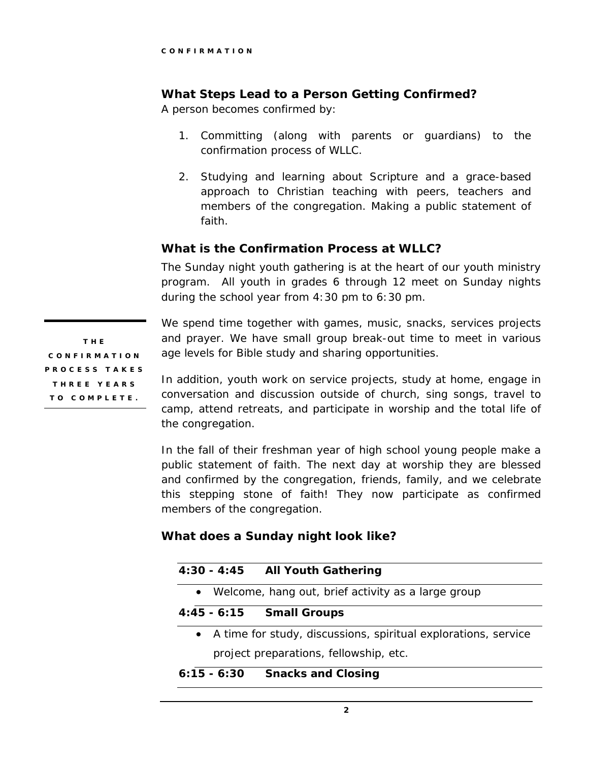## What Steps Lead to a Person Getting Confirmed?

A person becomes confirmed by:

1. Committing (along with parents or guardians) to the confirmation process of WLLC.
2. Studying and learning about Scripture and a grace-based approach to Christian teaching with peers, teachers and members of the congregation. Making a public statement of faith.

## What is the Confirmation Process at WLLC?

The Sunday night youth gathering is at the heart of our youth ministry program. All youth in grades 6 through 12 meet on Sunday nights during the school year from 4:30 pm to 6:30 pm.

**THE CONFIRMATION PROCESS TAKES THREE YEARS TO COMPLETE.**

We spend time together with games, music, snacks, services projects and prayer. We have small group break-out time to meet in various age levels for Bible study and sharing opportunities.

In addition, youth work on service projects, study at home, engage in conversation and discussion outside of church, sing songs, travel to camp, attend retreats, and participate in worship and the total life of the congregation.

In the fall of their freshman year of high school young people make a public statement of faith. The next day at worship they are blessed and confirmed by the congregation, friends, family, and we celebrate this stepping stone of faith! They now participate as confirmed members of the congregation.

## What does a Sunday night look like?

**4:30 - 4:45 All Youth Gathering**

- Welcome, hang out, brief activity as a large group

**4:45 - 6:15 Small Groups**

- A time for study, discussions, spiritual explorations, service project preparations, fellowship, etc.

**6:15 - 6:30 Snacks and Closing**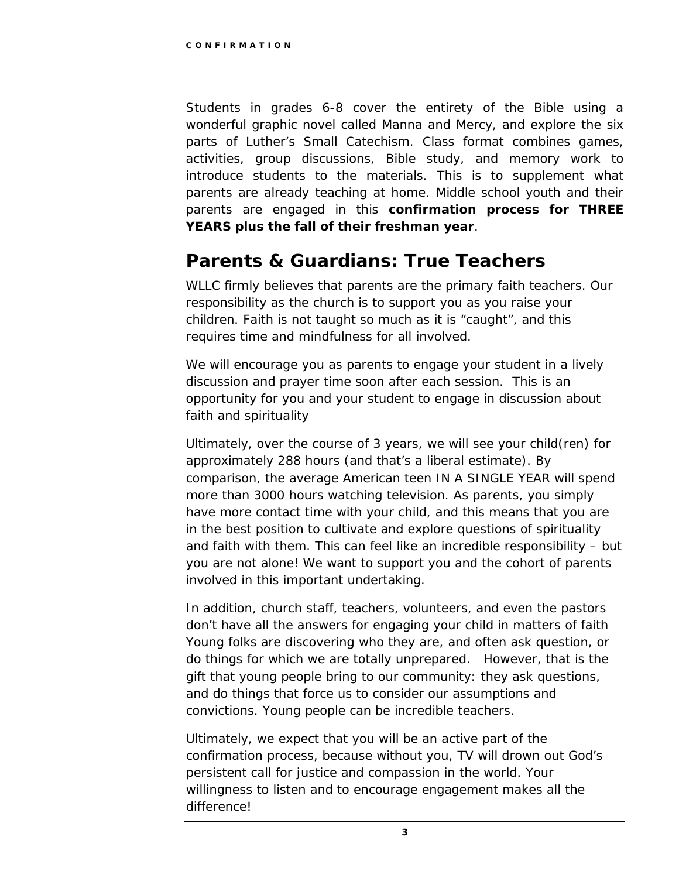Students in grades 6-8 cover the entirety of the Bible using a wonderful graphic novel called Manna and Mercy, and explore the six parts of Luther's Small Catechism. Class format combines games, activities, group discussions, Bible study, and memory work to introduce students to the materials. This is to supplement what parents are already teaching at home. Middle school youth and their parents are engaged in this **confirmation process for THREE YEARS plus the fall of their freshman year**.

## Parents & Guardians: True Teachers

WLLC firmly believes that parents are the primary faith teachers. Our responsibility as the church is to support you as you raise your children. Faith is not taught so much as it is "caught", and this requires time and mindfulness for all involved.

We will encourage you as parents to engage your student in a lively discussion and prayer time soon after each session. This is an opportunity for you and your student to engage in discussion about faith and spirituality

Ultimately, over the course of 3 years, we will see your child(ren) for approximately 288 hours (and that's a liberal estimate). By comparison, the average American teen IN A SINGLE YEAR will spend more than 3000 hours watching television. As parents, you simply have more contact time with your child, and this means that you are in the best position to cultivate and explore questions of spirituality and faith with them. This can feel like an incredible responsibility – but you are not alone! We want to support you and the cohort of parents involved in this important undertaking.

In addition, church staff, teachers, volunteers, and even the pastors don't have all the answers for engaging your child in matters of faith Young folks are discovering who they are, and often ask question, or do things for which we are totally unprepared. However, that is the gift that young people bring to our community: they ask questions, and do things that force us to consider our assumptions and convictions. Young people can be incredible teachers.

Ultimately, we expect that you will be an active part of the confirmation process, because without you, TV will drown out God's persistent call for justice and compassion in the world. Your willingness to listen and to encourage engagement makes all the difference!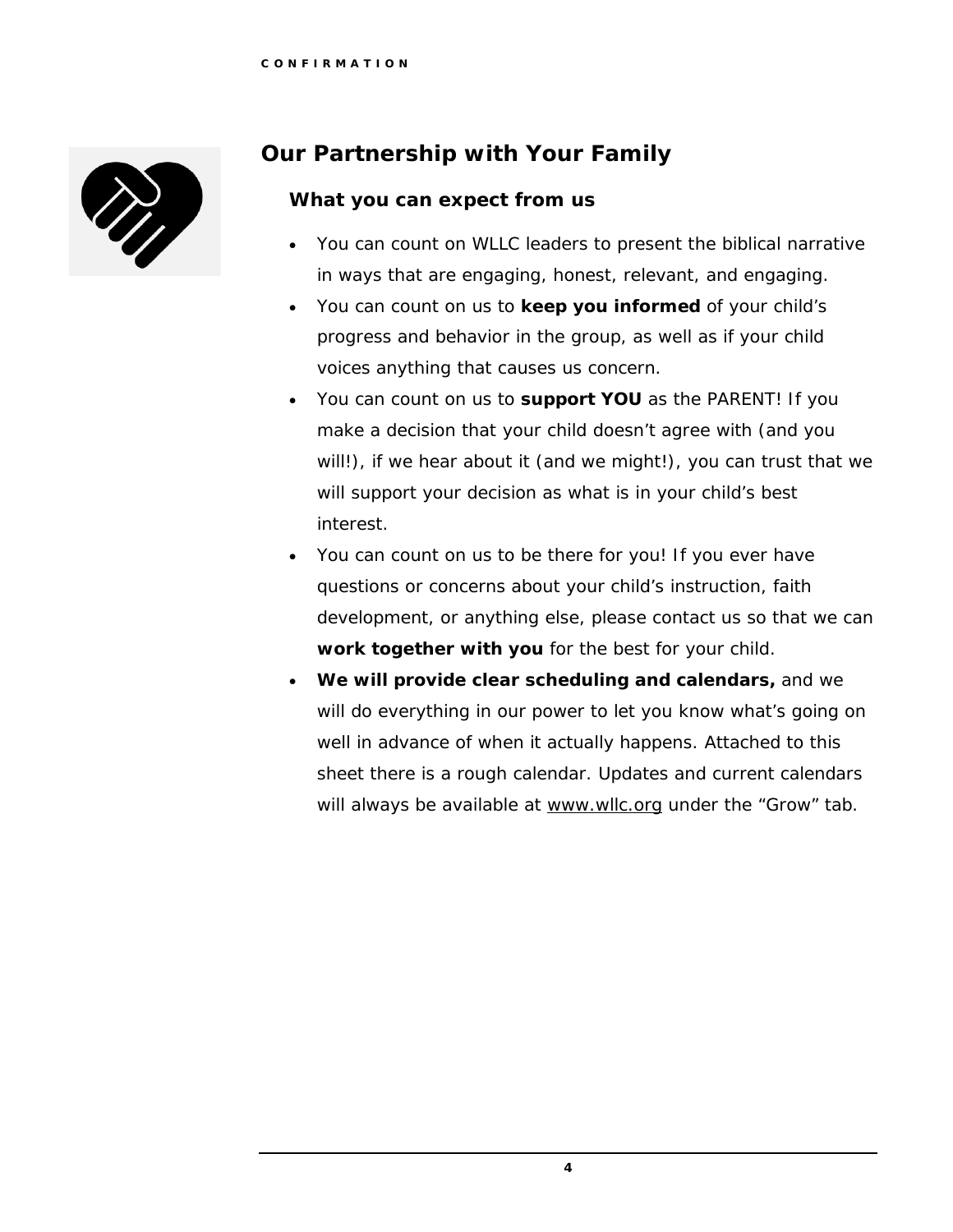## Our Partnership with Your Family

### What you can expect from us

- You can count on WLLC leaders to present the biblical narrative in ways that are engaging, honest, relevant, and engaging.
- You can count on us to **keep you informed** of your child's progress and behavior in the group, as well as if your child voices anything that causes us concern.
- You can count on us to **support YOU** as the PARENT! If you make a decision that your child doesn't agree with (and you will!), if we hear about it (and we might!), you can trust that we will support your decision as what is in your child's best interest.
- You can count on us to be there for you! If you ever have questions or concerns about your child's instruction, faith development, or anything else, please contact us so that we can **work together with you** for the best for your child.
- **We will provide clear scheduling and calendars,** and we will do everything in our power to let you know what's going on well in advance of when it actually happens. Attached to this sheet there is a rough calendar. Updates and current calendars will always be available at www.wllc.org under the "Grow" tab.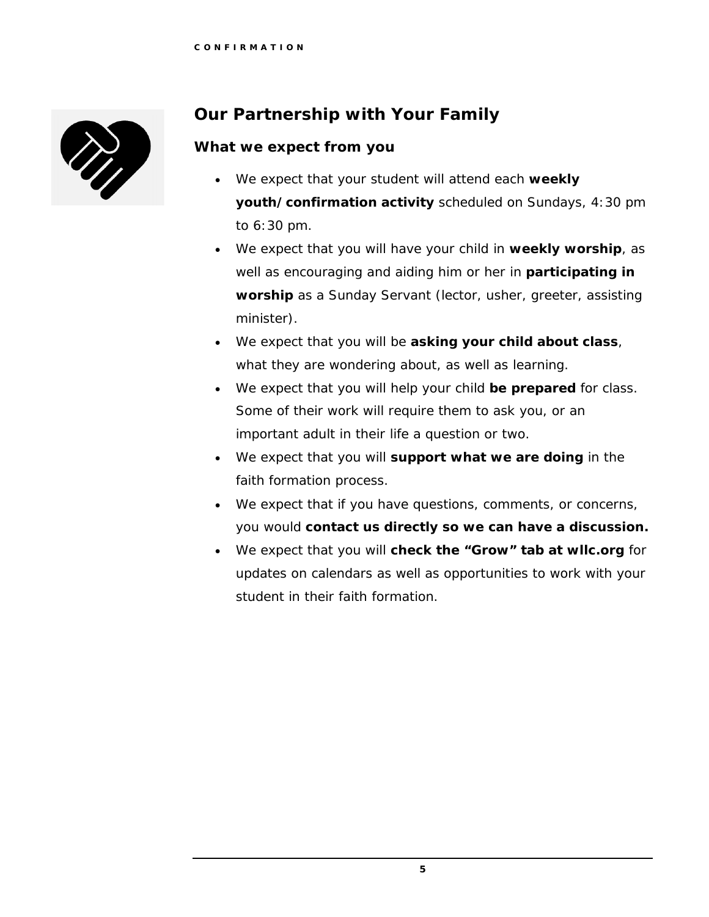## Our Partnership with Your Family

### What we expect from you

- We expect that your student will attend each **weekly youth/confirmation activity** scheduled on Sundays, 4:30 pm to 6:30 pm.
- We expect that you will have your child in **weekly worship**, as well as encouraging and aiding him or her in **participating in worship** as a Sunday Servant (lector, usher, greeter, assisting minister).
- We expect that you will be **asking your child about class**, what they are wondering about, as well as learning.
- We expect that you will help your child **be prepared** for class. Some of their work will require them to ask you, or an important adult in their life a question or two.
- We expect that you will **support what we are doing** in the faith formation process.
- We expect that if you have questions, comments, or concerns, you would **contact us directly so we can have a discussion.**
- We expect that you will **check the "Grow" tab at wllc.org** for updates on calendars as well as opportunities to work with your student in their faith formation.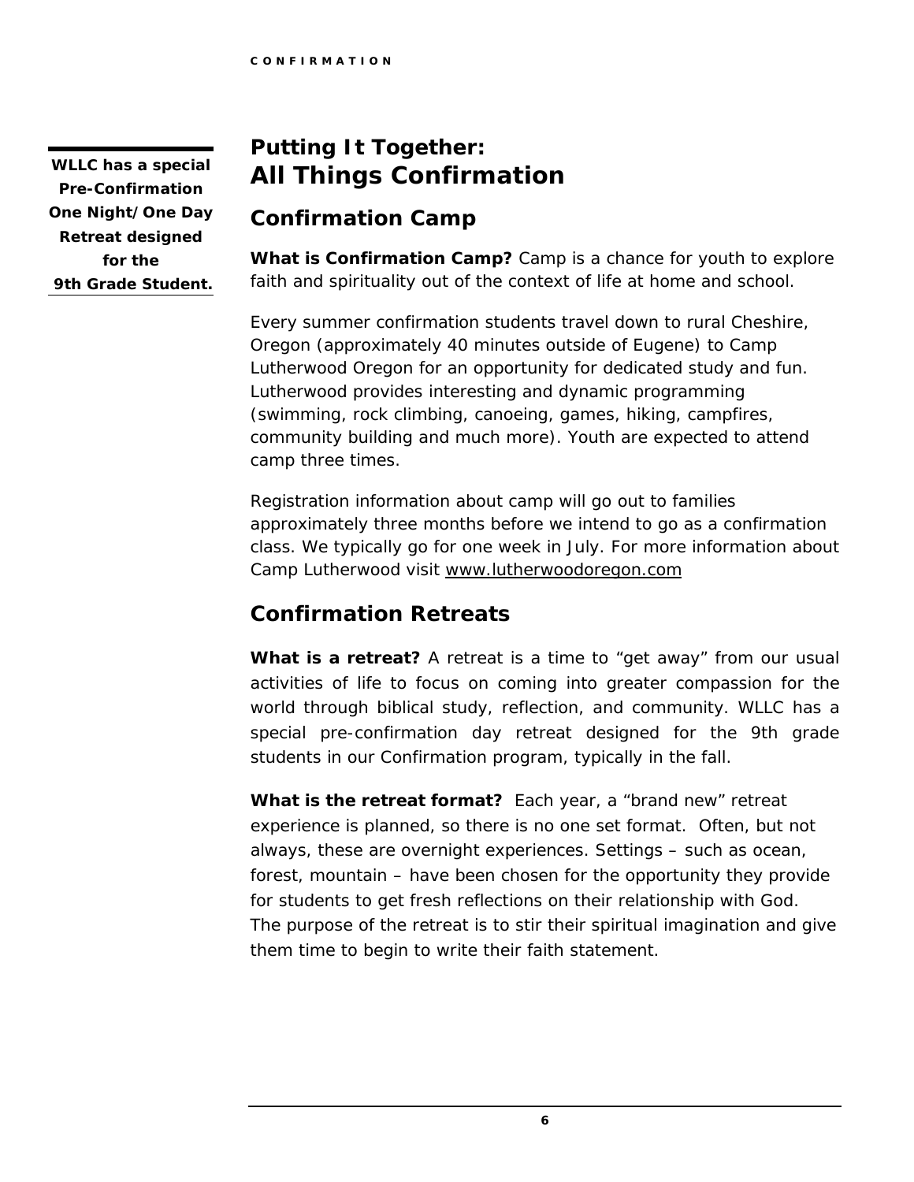**WLLC has a special Pre-Confirmation One Night/One Day Retreat designed for the 9th Grade Student.**

## Putting It Together:
# All Things Confirmation

## Confirmation Camp

**What is Confirmation Camp?** Camp is a chance for youth to explore faith and spirituality out of the context of life at home and school.

Every summer confirmation students travel down to rural Cheshire, Oregon (approximately 40 minutes outside of Eugene) to Camp Lutherwood Oregon for an opportunity for dedicated study and fun. Lutherwood provides interesting and dynamic programming (swimming, rock climbing, canoeing, games, hiking, campfires, community building and much more). Youth are expected to attend camp three times.

Registration information about camp will go out to families approximately three months before we intend to go as a confirmation class. We typically go for one week in July. For more information about Camp Lutherwood visit www.lutherwoodoregon.com

## Confirmation Retreats

**What is a retreat?** A retreat is a time to "get away" from our usual activities of life to focus on coming into greater compassion for the world through biblical study, reflection, and community. WLLC has a special pre-confirmation day retreat designed for the 9th grade students in our Confirmation program, typically in the fall.

**What is the retreat format?** Each year, a "brand new" retreat experience is planned, so there is no one set format. Often, but not always, these are overnight experiences. Settings – such as ocean, forest, mountain – have been chosen for the opportunity they provide for students to get fresh reflections on their relationship with God. The purpose of the retreat is to stir their spiritual imagination and give them time to begin to write their faith statement.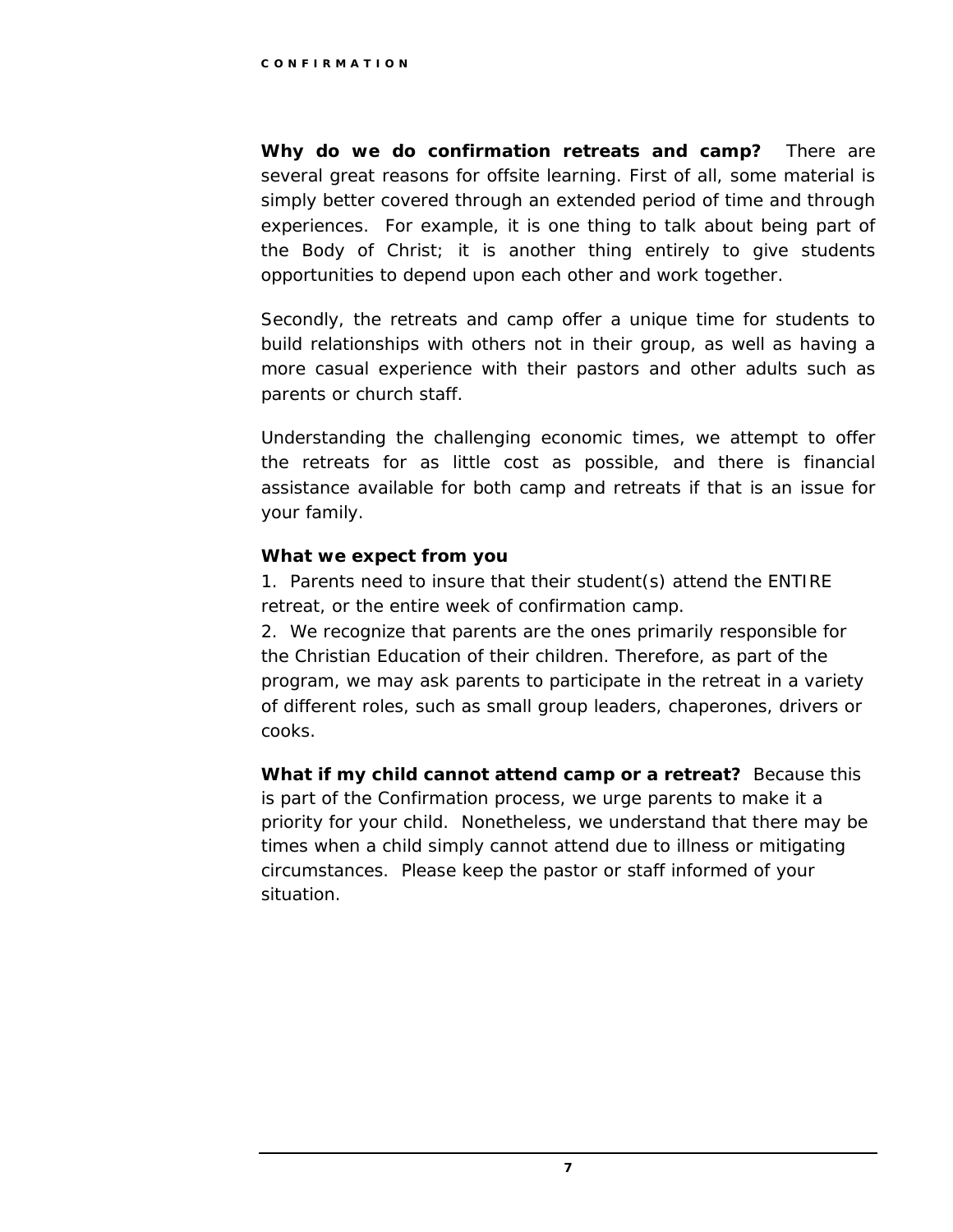**Why do we do confirmation retreats and camp?** There are several great reasons for offsite learning. First of all, some material is simply better covered through an extended period of time and through experiences. For example, it is one thing to talk about being part of the Body of Christ; it is another thing entirely to give students opportunities to depend upon each other and work together.

Secondly, the retreats and camp offer a unique time for students to build relationships with others not in their group, as well as having a more casual experience with their pastors and other adults such as parents or church staff.

Understanding the challenging economic times, we attempt to offer the retreats for as little cost as possible, and there is financial assistance available for both camp and retreats if that is an issue for your family.

**What we expect from you**

1. Parents need to insure that their student(s) attend the ENTIRE retreat, or the entire week of confirmation camp.
2. We recognize that parents are the ones primarily responsible for the Christian Education of their children. Therefore, as part of the program, we may ask parents to participate in the retreat in a variety of different roles, such as small group leaders, chaperones, drivers or cooks.

**What if my child cannot attend camp or a retreat?** Because this is part of the Confirmation process, we urge parents to make it a priority for your child. Nonetheless, we understand that there may be times when a child simply cannot attend due to illness or mitigating circumstances. Please keep the pastor or staff informed of your situation.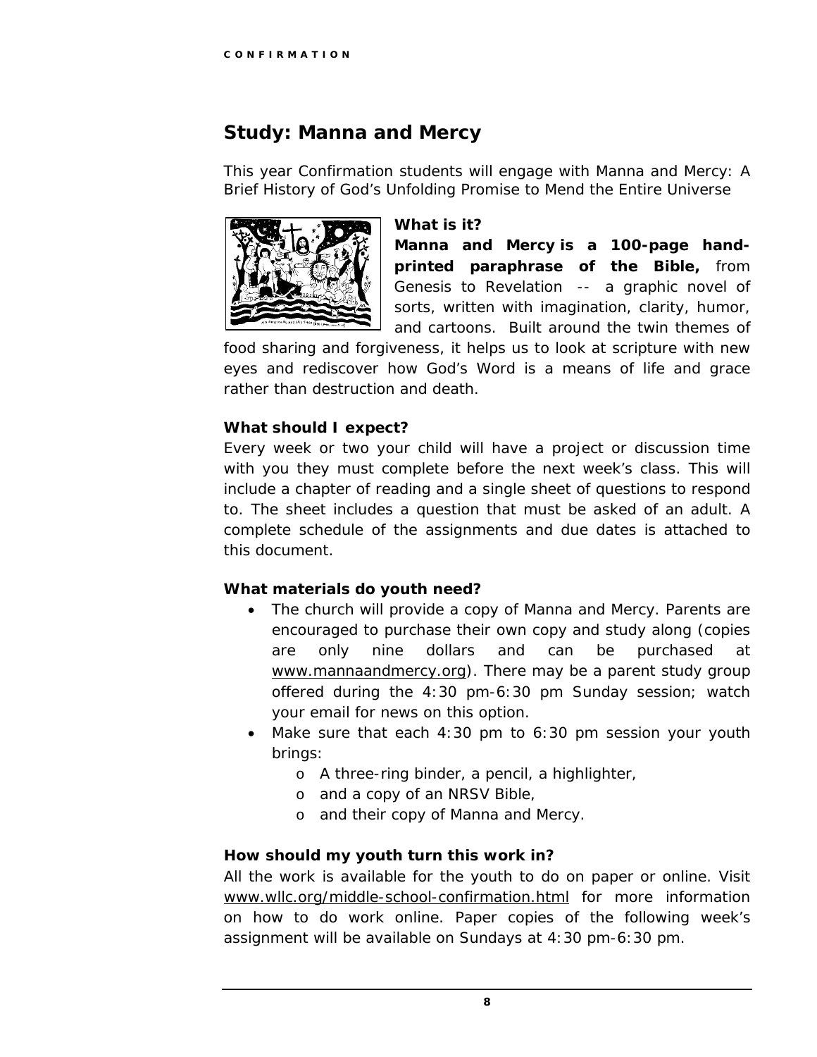## Study: Manna and Mercy

This year Confirmation students will engage with Manna and Mercy: A Brief History of God's Unfolding Promise to Mend the Entire Universe

### What is it?

**Manna and Mercy is a 100-page hand-printed paraphrase of the Bible,** from Genesis to Revelation -- a graphic novel of sorts, written with imagination, clarity, humor, and cartoons. Built around the twin themes of food sharing and forgiveness, it helps us to look at scripture with new eyes and rediscover how God's Word is a means of life and grace rather than destruction and death.

### What should I expect?

Every week or two your child will have a project or discussion time with you they must complete before the next week's class. This will include a chapter of reading and a single sheet of questions to respond to. The sheet includes a question that must be asked of an adult. A complete schedule of the assignments and due dates is attached to this document.

### What materials do youth need?

- The church will provide a copy of Manna and Mercy. Parents are encouraged to purchase their own copy and study along (copies are only nine dollars and can be purchased at www.mannaandmercy.org). There may be a parent study group offered during the 4:30 pm-6:30 pm Sunday session; watch your email for news on this option.
- Make sure that each 4:30 pm to 6:30 pm session your youth brings:
  - A three-ring binder, a pencil, a highlighter,
  - and a copy of an NRSV Bible,
  - and their copy of Manna and Mercy.

### How should my youth turn this work in?

All the work is available for the youth to do on paper or online. Visit www.wllc.org/middle-school-confirmation.html for more information on how to do work online. Paper copies of the following week's assignment will be available on Sundays at 4:30 pm-6:30 pm.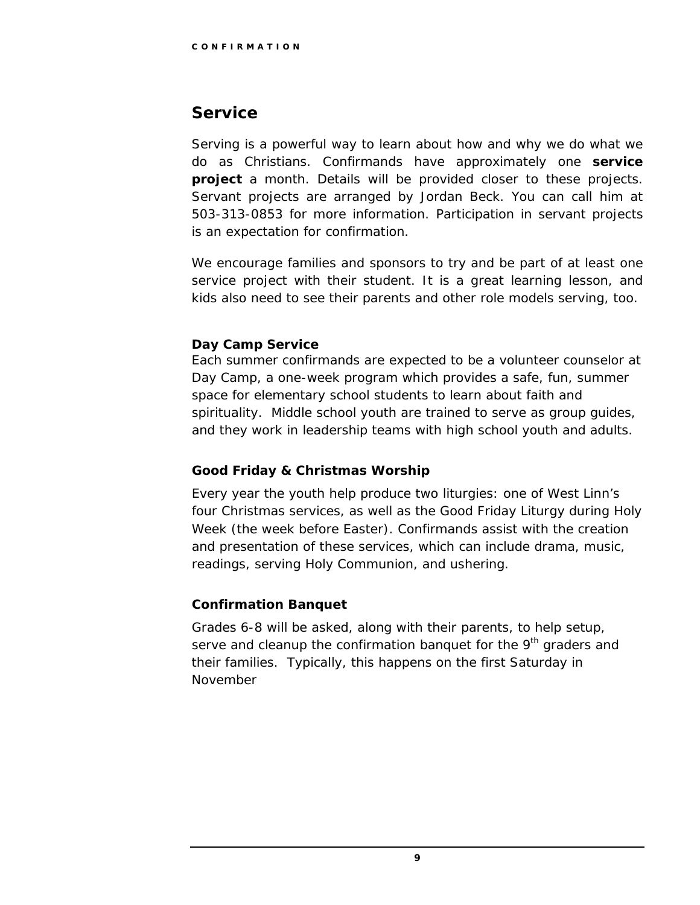## Service

Serving is a powerful way to learn about how and why we do what we do as Christians. Confirmands have approximately one **service project** a month. Details will be provided closer to these projects. Servant projects are arranged by Jordan Beck. You can call him at 503-313-0853 for more information. Participation in servant projects is an expectation for confirmation.

We encourage families and sponsors to try and be part of at least one service project with their student. It is a great learning lesson, and kids also need to see their parents and other role models serving, too.

### Day Camp Service

Each summer confirmands are expected to be a volunteer counselor at Day Camp, a one-week program which provides a safe, fun, summer space for elementary school students to learn about faith and spirituality. Middle school youth are trained to serve as group guides, and they work in leadership teams with high school youth and adults.

### Good Friday & Christmas Worship

Every year the youth help produce two liturgies: one of West Linn's four Christmas services, as well as the Good Friday Liturgy during Holy Week (the week before Easter). Confirmands assist with the creation and presentation of these services, which can include drama, music, readings, serving Holy Communion, and ushering.

### Confirmation Banquet

Grades 6-8 will be asked, along with their parents, to help setup, serve and cleanup the confirmation banquet for the 9th graders and their families. Typically, this happens on the first Saturday in November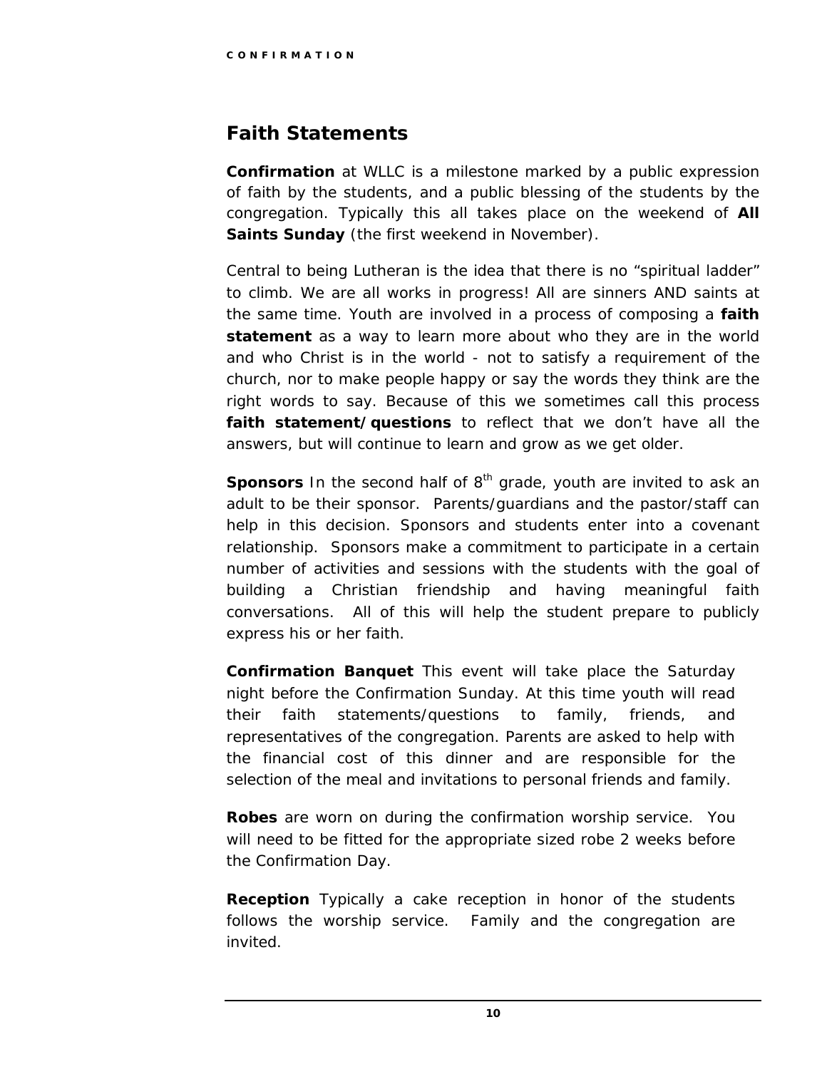## Faith Statements

**Confirmation** at WLLC is a milestone marked by a public expression of faith by the students, and a public blessing of the students by the congregation. Typically this all takes place on the weekend of **All Saints Sunday** (the first weekend in November).

Central to being Lutheran is the idea that there is no "spiritual ladder" to climb. We are all works in progress! All are sinners AND saints at the same time. Youth are involved in a process of composing a **faith statement** as a way to learn more about who they are in the world and who Christ is in the world - not to satisfy a requirement of the church, nor to make people happy or say the words they think are the right words to say. Because of this we sometimes call this process **faith statement/questions** to reflect that we don't have all the answers, but will continue to learn and grow as we get older.

**Sponsors** In the second half of 8th grade, youth are invited to ask an adult to be their sponsor. Parents/guardians and the pastor/staff can help in this decision. Sponsors and students enter into a covenant relationship. Sponsors make a commitment to participate in a certain number of activities and sessions with the students with the goal of building a Christian friendship and having meaningful faith conversations. All of this will help the student prepare to publicly express his or her faith.

**Confirmation Banquet** This event will take place the Saturday night before the Confirmation Sunday. At this time youth will read their faith statements/questions to family, friends, and representatives of the congregation. Parents are asked to help with the financial cost of this dinner and are responsible for the selection of the meal and invitations to personal friends and family.

**Robes** are worn on during the confirmation worship service. You will need to be fitted for the appropriate sized robe 2 weeks before the Confirmation Day.

**Reception** Typically a cake reception in honor of the students follows the worship service. Family and the congregation are invited.